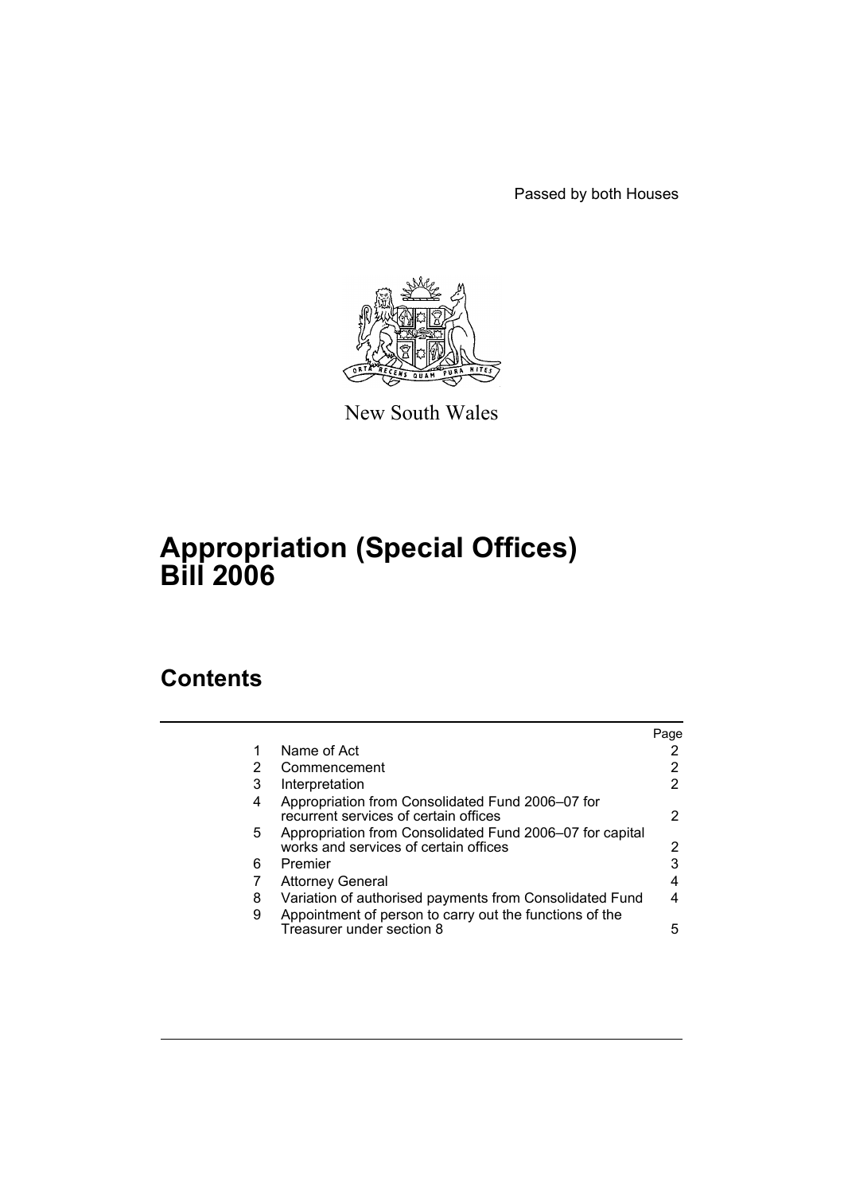Passed by both Houses

New South Wales

# Appropriation (Special Offices) Bill 2006

## Contents

| | | Page |
|---|---|---|
| 1 | Name of Act | 2 |
| 2 | Commencement | 2 |
| 3 | Interpretation | 2 |
| 4 | Appropriation from Consolidated Fund 2006–07 for recurrent services of certain offices | 2 |
| 5 | Appropriation from Consolidated Fund 2006–07 for capital works and services of certain offices | 2 |
| 6 | Premier | 3 |
| 7 | Attorney General | 4 |
| 8 | Variation of authorised payments from Consolidated Fund | 4 |
| 9 | Appointment of person to carry out the functions of the Treasurer under section 8 | 5 |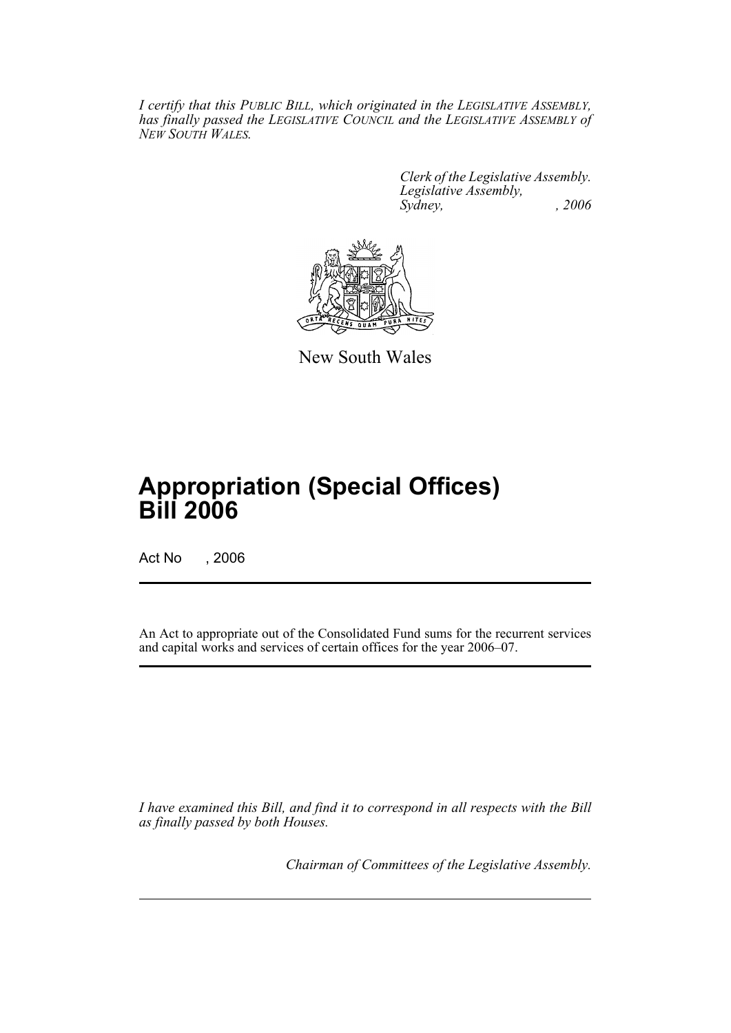*I certify that this PUBLIC BILL, which originated in the LEGISLATIVE ASSEMBLY, has finally passed the LEGISLATIVE COUNCIL and the LEGISLATIVE ASSEMBLY of NEW SOUTH WALES.*

*Clerk of the Legislative Assembly.*
*Legislative Assembly,*
*Sydney, , 2006*

New South Wales

# Appropriation (Special Offices) Bill 2006

Act No , 2006

An Act to appropriate out of the Consolidated Fund sums for the recurrent services and capital works and services of certain offices for the year 2006–07.

*I have examined this Bill, and find it to correspond in all respects with the Bill as finally passed by both Houses.*

*Chairman of Committees of the Legislative Assembly.*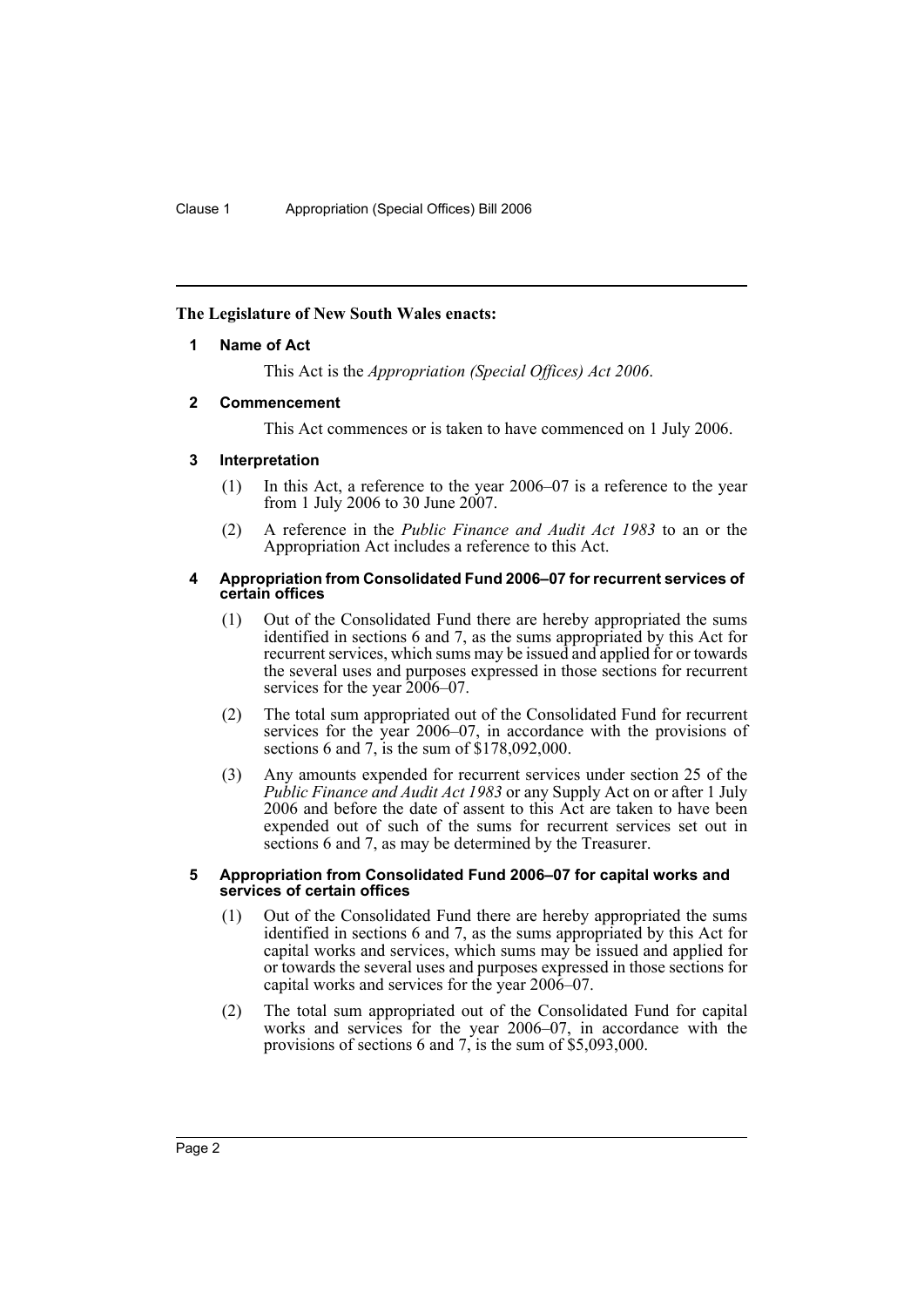**The Legislature of New South Wales enacts:**

### 1 Name of Act

This Act is the *Appropriation (Special Offices) Act 2006*.

### 2 Commencement

This Act commences or is taken to have commenced on 1 July 2006.

### 3 Interpretation

(1) In this Act, a reference to the year 2006–07 is a reference to the year from 1 July 2006 to 30 June 2007.

(2) A reference in the *Public Finance and Audit Act 1983* to an or the Appropriation Act includes a reference to this Act.

### 4 Appropriation from Consolidated Fund 2006–07 for recurrent services of certain offices

(1) Out of the Consolidated Fund there are hereby appropriated the sums identified in sections 6 and 7, as the sums appropriated by this Act for recurrent services, which sums may be issued and applied for or towards the several uses and purposes expressed in those sections for recurrent services for the year 2006–07.

(2) The total sum appropriated out of the Consolidated Fund for recurrent services for the year 2006–07, in accordance with the provisions of sections 6 and 7, is the sum of $178,092,000.

(3) Any amounts expended for recurrent services under section 25 of the *Public Finance and Audit Act 1983* or any Supply Act on or after 1 July 2006 and before the date of assent to this Act are taken to have been expended out of such of the sums for recurrent services set out in sections 6 and 7, as may be determined by the Treasurer.

### 5 Appropriation from Consolidated Fund 2006–07 for capital works and services of certain offices

(1) Out of the Consolidated Fund there are hereby appropriated the sums identified in sections 6 and 7, as the sums appropriated by this Act for capital works and services, which sums may be issued and applied for or towards the several uses and purposes expressed in those sections for capital works and services for the year 2006–07.

(2) The total sum appropriated out of the Consolidated Fund for capital works and services for the year 2006–07, in accordance with the provisions of sections 6 and 7, is the sum of $5,093,000.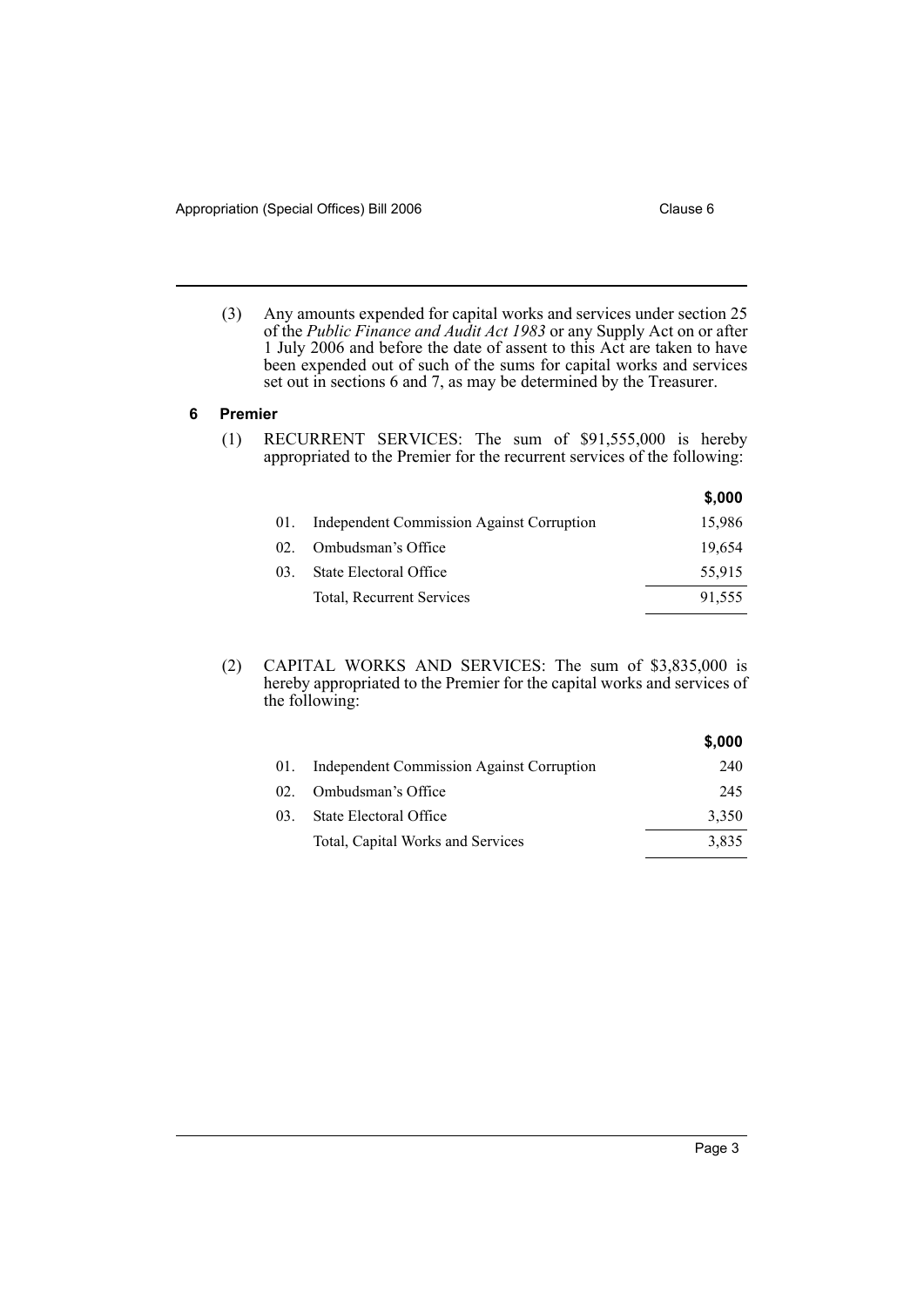(3) Any amounts expended for capital works and services under section 25 of the *Public Finance and Audit Act 1983* or any Supply Act on or after 1 July 2006 and before the date of assent to this Act are taken to have been expended out of such of the sums for capital works and services set out in sections 6 and 7, as may be determined by the Treasurer.

## 6 Premier

(1) RECURRENT SERVICES: The sum of $91,555,000 is hereby appropriated to the Premier for the recurrent services of the following:

| | | $,000 |
|---|---|---|
| 01. | Independent Commission Against Corruption | 15,986 |
| 02. | Ombudsman's Office | 19,654 |
| 03. | State Electoral Office | 55,915 |
| | Total, Recurrent Services | 91,555 |

(2) CAPITAL WORKS AND SERVICES: The sum of $3,835,000 is hereby appropriated to the Premier for the capital works and services of the following:

| | | $,000 |
|---|---|---|
| 01. | Independent Commission Against Corruption | 240 |
| 02. | Ombudsman's Office | 245 |
| 03. | State Electoral Office | 3,350 |
| | Total, Capital Works and Services | 3,835 |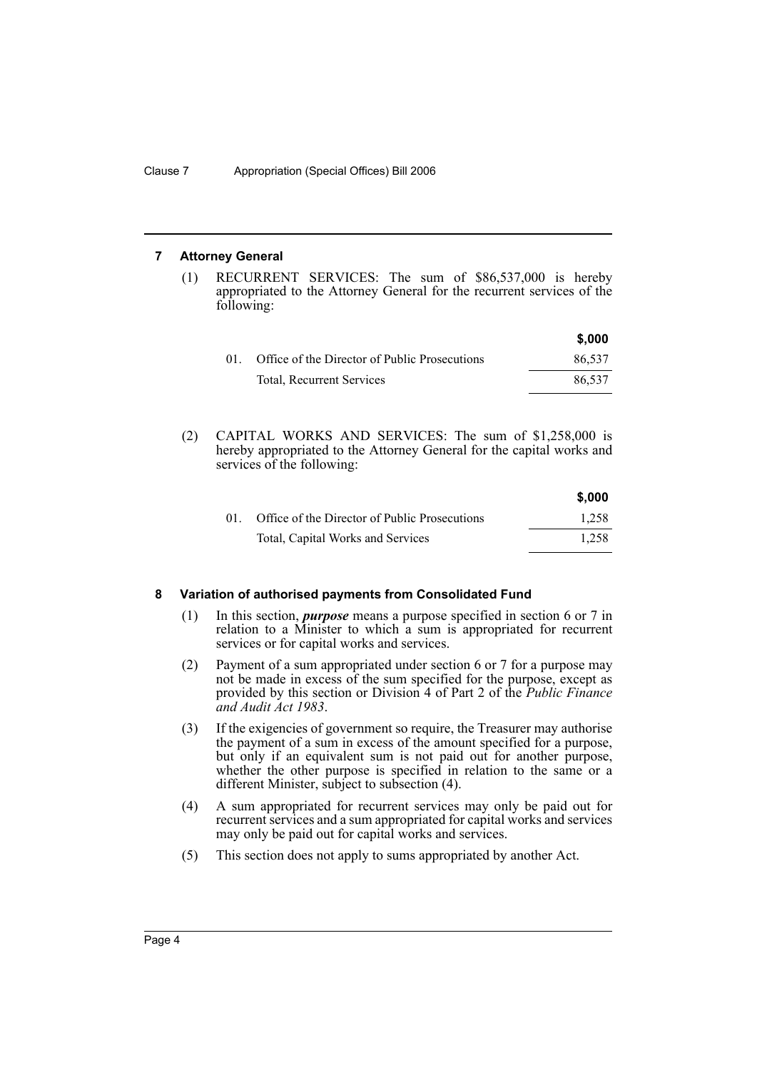## 7 Attorney General

(1) RECURRENT SERVICES: The sum of $86,537,000 is hereby appropriated to the Attorney General for the recurrent services of the following:

| | | $,000 |
|---|---|---|
| 01. | Office of the Director of Public Prosecutions | 86,537 |
| | Total, Recurrent Services | 86,537 |

(2) CAPITAL WORKS AND SERVICES: The sum of $1,258,000 is hereby appropriated to the Attorney General for the capital works and services of the following:

| | | $,000 |
|---|---|---|
| 01. | Office of the Director of Public Prosecutions | 1,258 |
| | Total, Capital Works and Services | 1,258 |

## 8 Variation of authorised payments from Consolidated Fund

(1) In this section, ***purpose*** means a purpose specified in section 6 or 7 in relation to a Minister to which a sum is appropriated for recurrent services or for capital works and services.

(2) Payment of a sum appropriated under section 6 or 7 for a purpose may not be made in excess of the sum specified for the purpose, except as provided by this section or Division 4 of Part 2 of the *Public Finance and Audit Act 1983*.

(3) If the exigencies of government so require, the Treasurer may authorise the payment of a sum in excess of the amount specified for a purpose, but only if an equivalent sum is not paid out for another purpose, whether the other purpose is specified in relation to the same or a different Minister, subject to subsection (4).

(4) A sum appropriated for recurrent services may only be paid out for recurrent services and a sum appropriated for capital works and services may only be paid out for capital works and services.

(5) This section does not apply to sums appropriated by another Act.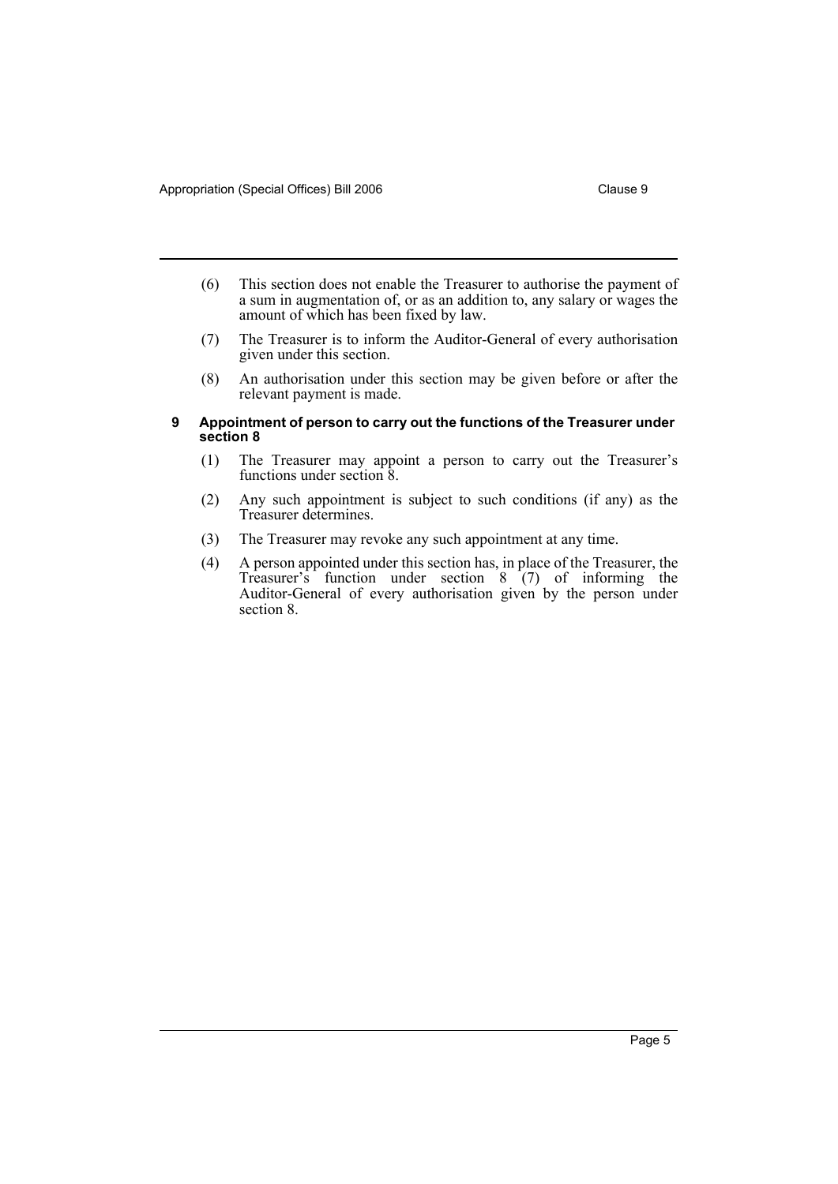(6) This section does not enable the Treasurer to authorise the payment of a sum in augmentation of, or as an addition to, any salary or wages the amount of which has been fixed by law.

(7) The Treasurer is to inform the Auditor-General of every authorisation given under this section.

(8) An authorisation under this section may be given before or after the relevant payment is made.

### 9 Appointment of person to carry out the functions of the Treasurer under section 8

(1) The Treasurer may appoint a person to carry out the Treasurer's functions under section 8.

(2) Any such appointment is subject to such conditions (if any) as the Treasurer determines.

(3) The Treasurer may revoke any such appointment at any time.

(4) A person appointed under this section has, in place of the Treasurer, the Treasurer's function under section 8 (7) of informing the Auditor-General of every authorisation given by the person under section 8.